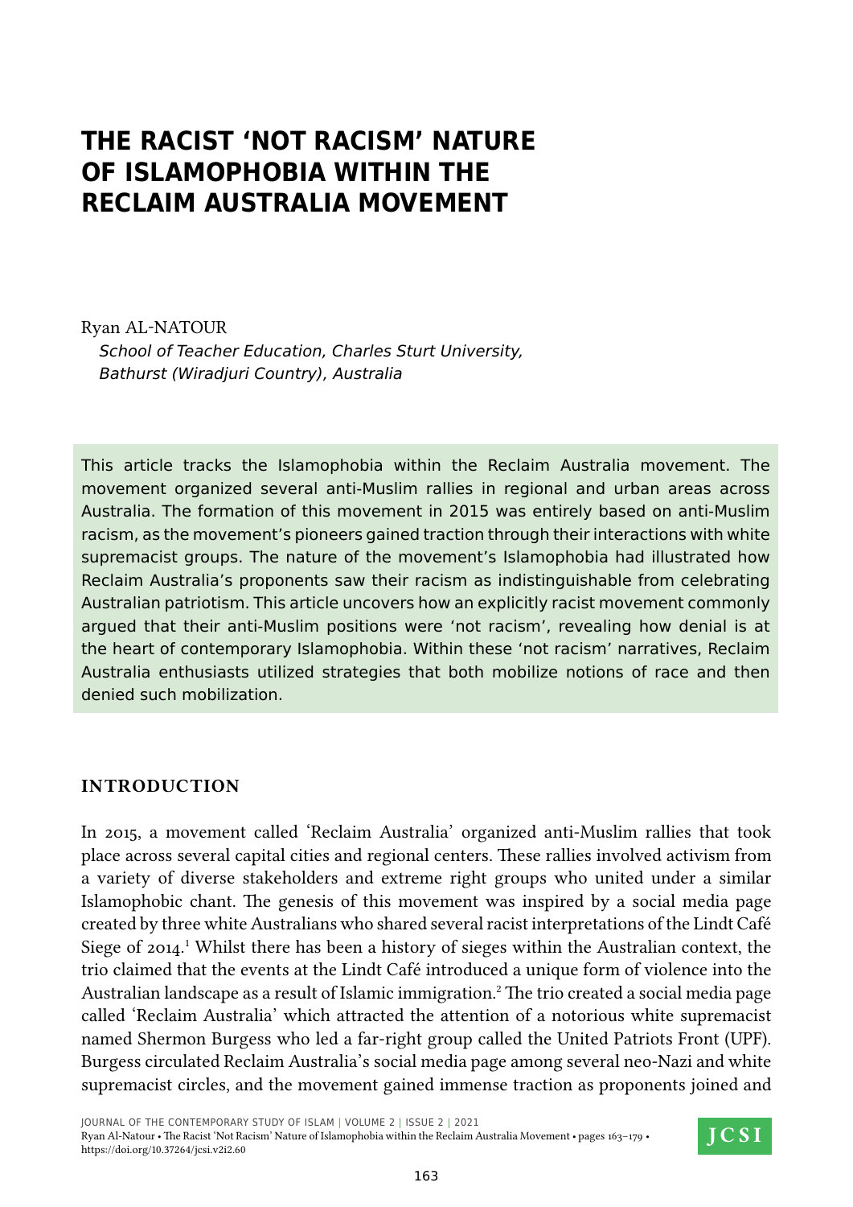# THE RACIST 'NOT RACISM' NATURE OF ISLAMOPHOBIA WITHIN THE RECLAIM AUSTRALIA MOVEMENT

Ryan AL-NATOUR

*School of Teacher Education, Charles Sturt University, Bathurst (Wiradjuri Country), Australia*

This article tracks the Islamophobia within the Reclaim Australia movement. The movement organized several anti-Muslim rallies in regional and urban areas across Australia. The formation of this movement in 2015 was entirely based on anti-Muslim racism, as the movement's pioneers gained traction through their interactions with white supremacist groups. The nature of the movement's Islamophobia had illustrated how Reclaim Australia's proponents saw their racism as indistinguishable from celebrating Australian patriotism. This article uncovers how an explicitly racist movement commonly argued that their anti-Muslim positions were 'not racism', revealing how denial is at the heart of contemporary Islamophobia. Within these 'not racism' narratives, Reclaim Australia enthusiasts utilized strategies that both mobilize notions of race and then denied such mobilization.

## INTRODUCTION

In 2015, a movement called 'Reclaim Australia' organized anti-Muslim rallies that took place across several capital cities and regional centers. These rallies involved activism from a variety of diverse stakeholders and extreme right groups who united under a similar Islamophobic chant. The genesis of this movement was inspired by a social media page created by three white Australians who shared several racist interpretations of the Lindt Café Siege of 2014.[1] Whilst there has been a history of sieges within the Australian context, the trio claimed that the events at the Lindt Café introduced a unique form of violence into the Australian landscape as a result of Islamic immigration.[2] The trio created a social media page called 'Reclaim Australia' which attracted the attention of a notorious white supremacist named Shermon Burgess who led a far-right group called the United Patriots Front (UPF). Burgess circulated Reclaim Australia's social media page among several neo-Nazi and white supremacist circles, and the movement gained immense traction as proponents joined and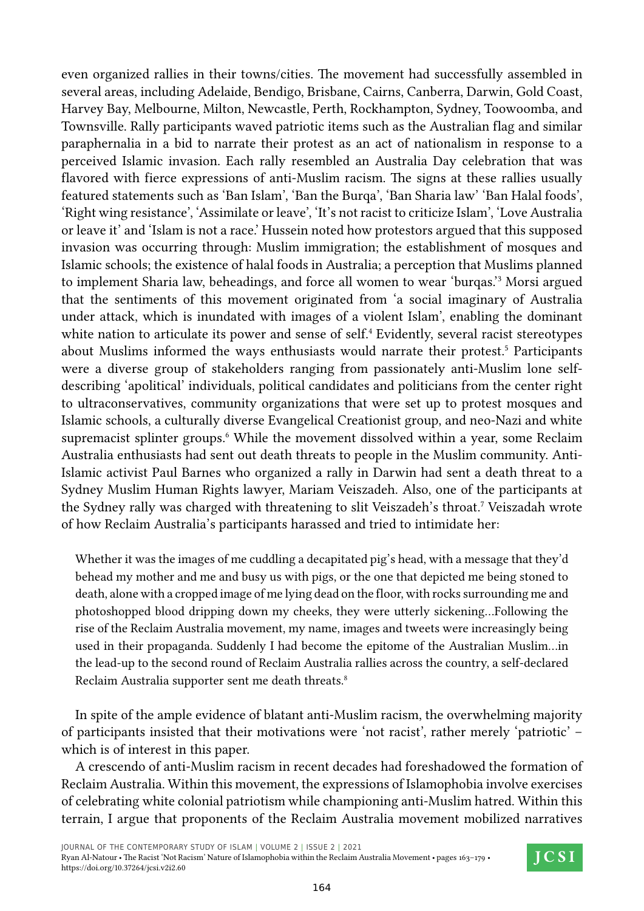even organized rallies in their towns/cities. The movement had successfully assembled in several areas, including Adelaide, Bendigo, Brisbane, Cairns, Canberra, Darwin, Gold Coast, Harvey Bay, Melbourne, Milton, Newcastle, Perth, Rockhampton, Sydney, Toowoomba, and Townsville. Rally participants waved patriotic items such as the Australian flag and similar paraphernalia in a bid to narrate their protest as an act of nationalism in response to a perceived Islamic invasion. Each rally resembled an Australia Day celebration that was flavored with fierce expressions of anti-Muslim racism. The signs at these rallies usually featured statements such as 'Ban Islam', 'Ban the Burqa', 'Ban Sharia law' 'Ban Halal foods', 'Right wing resistance', 'Assimilate or leave', 'It's not racist to criticize Islam', 'Love Australia or leave it' and 'Islam is not a race.' Hussein noted how protestors argued that this supposed invasion was occurring through: Muslim immigration; the establishment of mosques and Islamic schools; the existence of halal foods in Australia; a perception that Muslims planned to implement Sharia law, beheadings, and force all women to wear 'burqas.'[3] Morsi argued that the sentiments of this movement originated from 'a social imaginary of Australia under attack, which is inundated with images of a violent Islam', enabling the dominant white nation to articulate its power and sense of self.[4] Evidently, several racist stereotypes about Muslims informed the ways enthusiasts would narrate their protest.[5] Participants were a diverse group of stakeholders ranging from passionately anti-Muslim lone self-describing 'apolitical' individuals, political candidates and politicians from the center right to ultraconservatives, community organizations that were set up to protest mosques and Islamic schools, a culturally diverse Evangelical Creationist group, and neo-Nazi and white supremacist splinter groups.[6] While the movement dissolved within a year, some Reclaim Australia enthusiasts had sent out death threats to people in the Muslim community. Anti-Islamic activist Paul Barnes who organized a rally in Darwin had sent a death threat to a Sydney Muslim Human Rights lawyer, Mariam Veiszadeh. Also, one of the participants at the Sydney rally was charged with threatening to slit Veiszadeh's throat.[7] Veiszadah wrote of how Reclaim Australia's participants harassed and tried to intimidate her:

> Whether it was the images of me cuddling a decapitated pig's head, with a message that they'd behead my mother and me and busy us with pigs, or the one that depicted me being stoned to death, alone with a cropped image of me lying dead on the floor, with rocks surrounding me and photoshopped blood dripping down my cheeks, they were utterly sickening…Following the rise of the Reclaim Australia movement, my name, images and tweets were increasingly being used in their propaganda. Suddenly I had become the epitome of the Australian Muslim…in the lead-up to the second round of Reclaim Australia rallies across the country, a self-declared Reclaim Australia supporter sent me death threats.[8]

In spite of the ample evidence of blatant anti-Muslim racism, the overwhelming majority of participants insisted that their motivations were 'not racist', rather merely 'patriotic' – which is of interest in this paper.

A crescendo of anti-Muslim racism in recent decades had foreshadowed the formation of Reclaim Australia. Within this movement, the expressions of Islamophobia involve exercises of celebrating white colonial patriotism while championing anti-Muslim hatred. Within this terrain, I argue that proponents of the Reclaim Australia movement mobilized narratives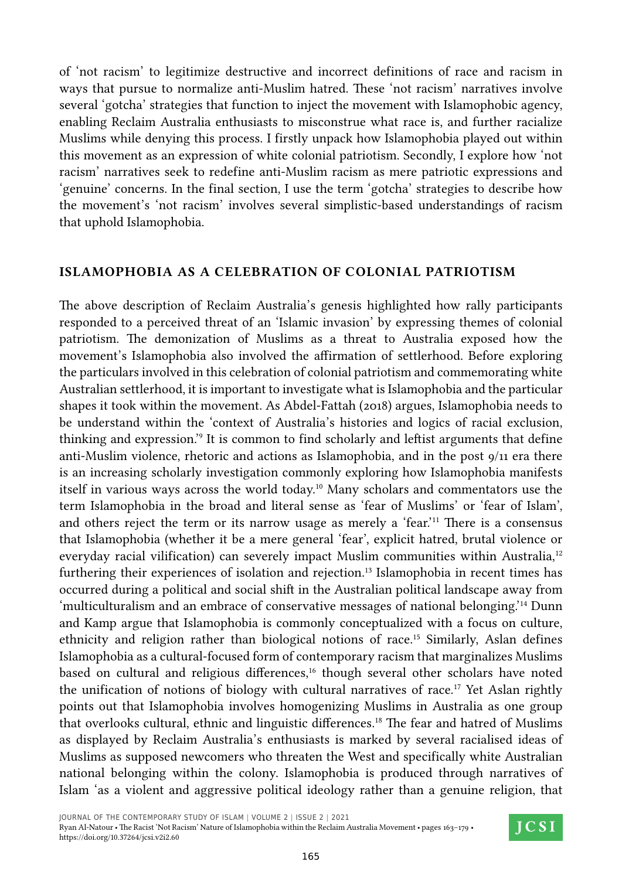of 'not racism' to legitimize destructive and incorrect definitions of race and racism in ways that pursue to normalize anti-Muslim hatred. These 'not racism' narratives involve several 'gotcha' strategies that function to inject the movement with Islamophobic agency, enabling Reclaim Australia enthusiasts to misconstrue what race is, and further racialize Muslims while denying this process. I firstly unpack how Islamophobia played out within this movement as an expression of white colonial patriotism. Secondly, I explore how 'not racism' narratives seek to redefine anti-Muslim racism as mere patriotic expressions and 'genuine' concerns. In the final section, I use the term 'gotcha' strategies to describe how the movement's 'not racism' involves several simplistic-based understandings of racism that uphold Islamophobia.

## ISLAMOPHOBIA AS A CELEBRATION OF COLONIAL PATRIOTISM

The above description of Reclaim Australia's genesis highlighted how rally participants responded to a perceived threat of an 'Islamic invasion' by expressing themes of colonial patriotism. The demonization of Muslims as a threat to Australia exposed how the movement's Islamophobia also involved the affirmation of settlerhood. Before exploring the particulars involved in this celebration of colonial patriotism and commemorating white Australian settlerhood, it is important to investigate what is Islamophobia and the particular shapes it took within the movement. As Abdel-Fattah (2018) argues, Islamophobia needs to be understand within the 'context of Australia's histories and logics of racial exclusion, thinking and expression.'[9] It is common to find scholarly and leftist arguments that define anti-Muslim violence, rhetoric and actions as Islamophobia, and in the post 9/11 era there is an increasing scholarly investigation commonly exploring how Islamophobia manifests itself in various ways across the world today.[10] Many scholars and commentators use the term Islamophobia in the broad and literal sense as 'fear of Muslims' or 'fear of Islam', and others reject the term or its narrow usage as merely a 'fear.'[11] There is a consensus that Islamophobia (whether it be a mere general 'fear', explicit hatred, brutal violence or everyday racial vilification) can severely impact Muslim communities within Australia,[12] furthering their experiences of isolation and rejection.[13] Islamophobia in recent times has occurred during a political and social shift in the Australian political landscape away from 'multiculturalism and an embrace of conservative messages of national belonging.'[14] Dunn and Kamp argue that Islamophobia is commonly conceptualized with a focus on culture, ethnicity and religion rather than biological notions of race.[15] Similarly, Aslan defines Islamophobia as a cultural-focused form of contemporary racism that marginalizes Muslims based on cultural and religious differences,[16] though several other scholars have noted the unification of notions of biology with cultural narratives of race.[17] Yet Aslan rightly points out that Islamophobia involves homogenizing Muslims in Australia as one group that overlooks cultural, ethnic and linguistic differences.[18] The fear and hatred of Muslims as displayed by Reclaim Australia's enthusiasts is marked by several racialised ideas of Muslims as supposed newcomers who threaten the West and specifically white Australian national belonging within the colony. Islamophobia is produced through narratives of Islam 'as a violent and aggressive political ideology rather than a genuine religion, that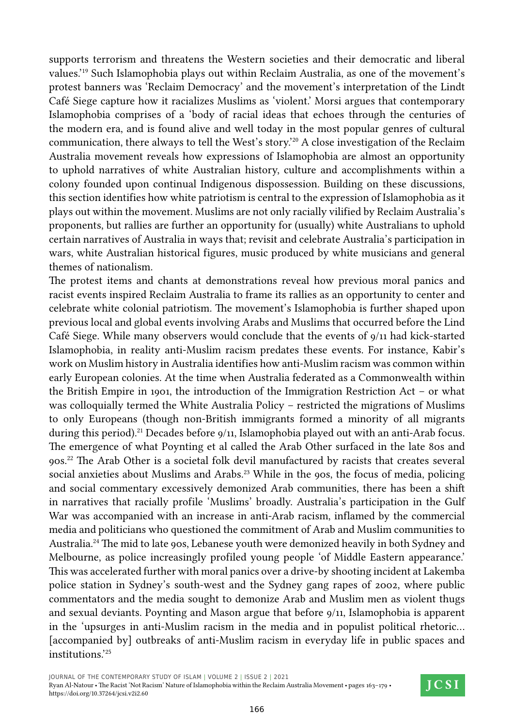supports terrorism and threatens the Western societies and their democratic and liberal values.'[19] Such Islamophobia plays out within Reclaim Australia, as one of the movement's protest banners was 'Reclaim Democracy' and the movement's interpretation of the Lindt Café Siege capture how it racializes Muslims as 'violent.' Morsi argues that contemporary Islamophobia comprises of a 'body of racial ideas that echoes through the centuries of the modern era, and is found alive and well today in the most popular genres of cultural communication, there always to tell the West's story.'[20] A close investigation of the Reclaim Australia movement reveals how expressions of Islamophobia are almost an opportunity to uphold narratives of white Australian history, culture and accomplishments within a colony founded upon continual Indigenous dispossession. Building on these discussions, this section identifies how white patriotism is central to the expression of Islamophobia as it plays out within the movement. Muslims are not only racially vilified by Reclaim Australia's proponents, but rallies are further an opportunity for (usually) white Australians to uphold certain narratives of Australia in ways that; revisit and celebrate Australia's participation in wars, white Australian historical figures, music produced by white musicians and general themes of nationalism.

The protest items and chants at demonstrations reveal how previous moral panics and racist events inspired Reclaim Australia to frame its rallies as an opportunity to center and celebrate white colonial patriotism. The movement's Islamophobia is further shaped upon previous local and global events involving Arabs and Muslims that occurred before the Lind Café Siege. While many observers would conclude that the events of 9/11 had kick-started Islamophobia, in reality anti-Muslim racism predates these events. For instance, Kabir's work on Muslim history in Australia identifies how anti-Muslim racism was common within early European colonies. At the time when Australia federated as a Commonwealth within the British Empire in 1901, the introduction of the Immigration Restriction Act – or what was colloquially termed the White Australia Policy – restricted the migrations of Muslims to only Europeans (though non-British immigrants formed a minority of all migrants during this period).[21] Decades before 9/11, Islamophobia played out with an anti-Arab focus. The emergence of what Poynting et al called the Arab Other surfaced in the late 80s and 90s.[22] The Arab Other is a societal folk devil manufactured by racists that creates several social anxieties about Muslims and Arabs.[23] While in the 90s, the focus of media, policing and social commentary excessively demonized Arab communities, there has been a shift in narratives that racially profile 'Muslims' broadly. Australia's participation in the Gulf War was accompanied with an increase in anti-Arab racism, inflamed by the commercial media and politicians who questioned the commitment of Arab and Muslim communities to Australia.[24] The mid to late 90s, Lebanese youth were demonized heavily in both Sydney and Melbourne, as police increasingly profiled young people 'of Middle Eastern appearance.' This was accelerated further with moral panics over a drive-by shooting incident at Lakemba police station in Sydney's south-west and the Sydney gang rapes of 2002, where public commentators and the media sought to demonize Arab and Muslim men as violent thugs and sexual deviants. Poynting and Mason argue that before 9/11, Islamophobia is apparent in the 'upsurges in anti-Muslim racism in the media and in populist political rhetoric… [accompanied by] outbreaks of anti-Muslim racism in everyday life in public spaces and institutions.'[25]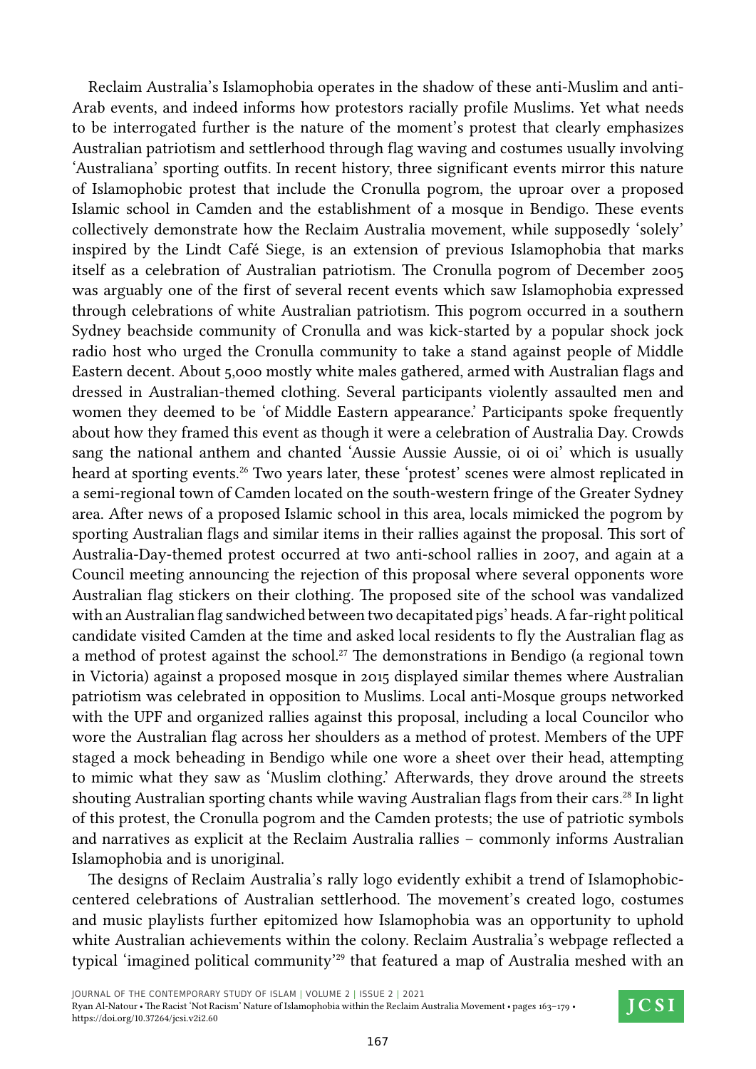Reclaim Australia's Islamophobia operates in the shadow of these anti-Muslim and anti-Arab events, and indeed informs how protestors racially profile Muslims. Yet what needs to be interrogated further is the nature of the moment's protest that clearly emphasizes Australian patriotism and settlerhood through flag waving and costumes usually involving 'Australiana' sporting outfits. In recent history, three significant events mirror this nature of Islamophobic protest that include the Cronulla pogrom, the uproar over a proposed Islamic school in Camden and the establishment of a mosque in Bendigo. These events collectively demonstrate how the Reclaim Australia movement, while supposedly 'solely' inspired by the Lindt Café Siege, is an extension of previous Islamophobia that marks itself as a celebration of Australian patriotism. The Cronulla pogrom of December 2005 was arguably one of the first of several recent events which saw Islamophobia expressed through celebrations of white Australian patriotism. This pogrom occurred in a southern Sydney beachside community of Cronulla and was kick-started by a popular shock jock radio host who urged the Cronulla community to take a stand against people of Middle Eastern decent. About 5,000 mostly white males gathered, armed with Australian flags and dressed in Australian-themed clothing. Several participants violently assaulted men and women they deemed to be 'of Middle Eastern appearance.' Participants spoke frequently about how they framed this event as though it were a celebration of Australia Day. Crowds sang the national anthem and chanted 'Aussie Aussie Aussie, oi oi oi' which is usually heard at sporting events.[26] Two years later, these 'protest' scenes were almost replicated in a semi-regional town of Camden located on the south-western fringe of the Greater Sydney area. After news of a proposed Islamic school in this area, locals mimicked the pogrom by sporting Australian flags and similar items in their rallies against the proposal. This sort of Australia-Day-themed protest occurred at two anti-school rallies in 2007, and again at a Council meeting announcing the rejection of this proposal where several opponents wore Australian flag stickers on their clothing. The proposed site of the school was vandalized with an Australian flag sandwiched between two decapitated pigs' heads. A far-right political candidate visited Camden at the time and asked local residents to fly the Australian flag as a method of protest against the school.[27] The demonstrations in Bendigo (a regional town in Victoria) against a proposed mosque in 2015 displayed similar themes where Australian patriotism was celebrated in opposition to Muslims. Local anti-Mosque groups networked with the UPF and organized rallies against this proposal, including a local Councilor who wore the Australian flag across her shoulders as a method of protest. Members of the UPF staged a mock beheading in Bendigo while one wore a sheet over their head, attempting to mimic what they saw as 'Muslim clothing.' Afterwards, they drove around the streets shouting Australian sporting chants while waving Australian flags from their cars.[28] In light of this protest, the Cronulla pogrom and the Camden protests; the use of patriotic symbols and narratives as explicit at the Reclaim Australia rallies – commonly informs Australian Islamophobia and is unoriginal.

The designs of Reclaim Australia's rally logo evidently exhibit a trend of Islamophobic-centered celebrations of Australian settlerhood. The movement's created logo, costumes and music playlists further epitomized how Islamophobia was an opportunity to uphold white Australian achievements within the colony. Reclaim Australia's webpage reflected a typical 'imagined political community'[29] that featured a map of Australia meshed with an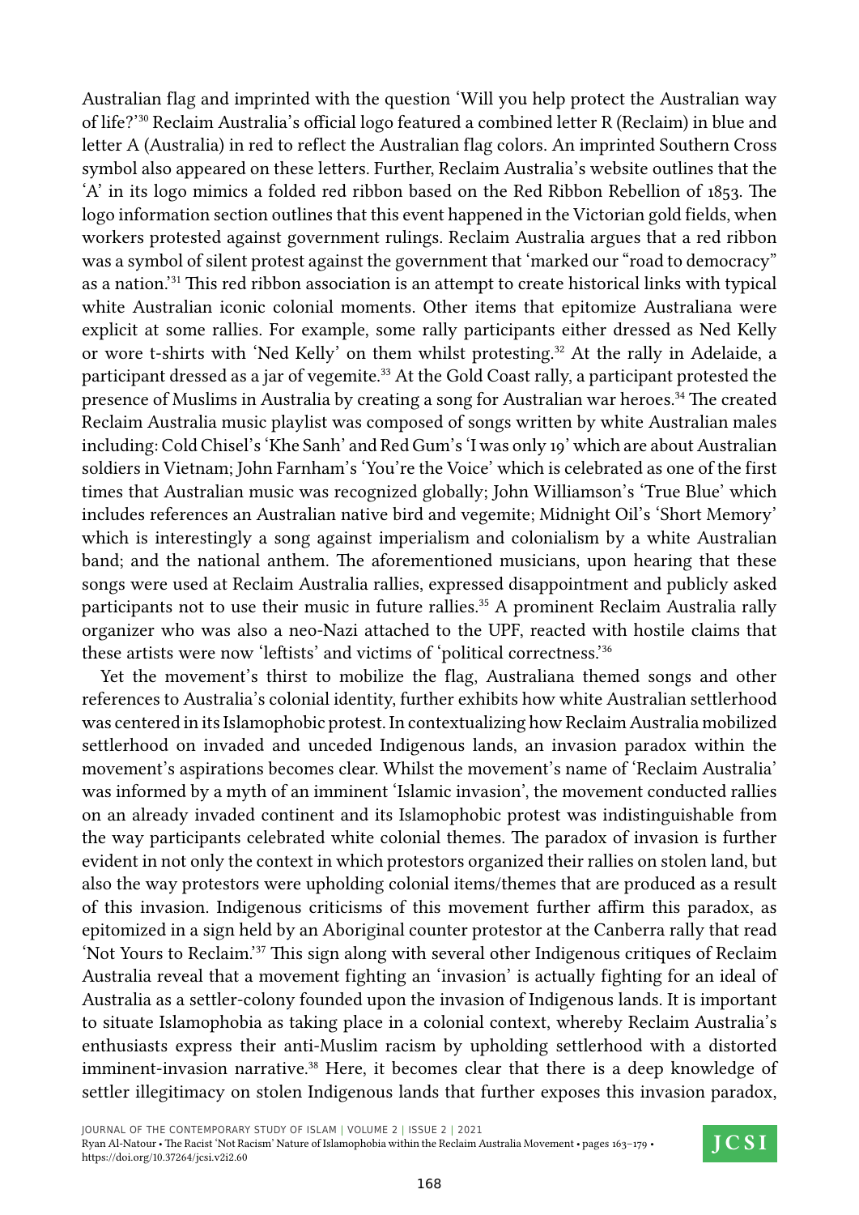Australian flag and imprinted with the question 'Will you help protect the Australian way of life?'[30] Reclaim Australia's official logo featured a combined letter R (Reclaim) in blue and letter A (Australia) in red to reflect the Australian flag colors. An imprinted Southern Cross symbol also appeared on these letters. Further, Reclaim Australia's website outlines that the 'A' in its logo mimics a folded red ribbon based on the Red Ribbon Rebellion of 1853. The logo information section outlines that this event happened in the Victorian gold fields, when workers protested against government rulings. Reclaim Australia argues that a red ribbon was a symbol of silent protest against the government that 'marked our "road to democracy" as a nation.'[31] This red ribbon association is an attempt to create historical links with typical white Australian iconic colonial moments. Other items that epitomize Australiana were explicit at some rallies. For example, some rally participants either dressed as Ned Kelly or wore t-shirts with 'Ned Kelly' on them whilst protesting.[32] At the rally in Adelaide, a participant dressed as a jar of vegemite.[33] At the Gold Coast rally, a participant protested the presence of Muslims in Australia by creating a song for Australian war heroes.[34] The created Reclaim Australia music playlist was composed of songs written by white Australian males including: Cold Chisel's 'Khe Sanh' and Red Gum's 'I was only 19' which are about Australian soldiers in Vietnam; John Farnham's 'You're the Voice' which is celebrated as one of the first times that Australian music was recognized globally; John Williamson's 'True Blue' which includes references an Australian native bird and vegemite; Midnight Oil's 'Short Memory' which is interestingly a song against imperialism and colonialism by a white Australian band; and the national anthem. The aforementioned musicians, upon hearing that these songs were used at Reclaim Australia rallies, expressed disappointment and publicly asked participants not to use their music in future rallies.[35] A prominent Reclaim Australia rally organizer who was also a neo-Nazi attached to the UPF, reacted with hostile claims that these artists were now 'leftists' and victims of 'political correctness.'[36]

Yet the movement's thirst to mobilize the flag, Australiana themed songs and other references to Australia's colonial identity, further exhibits how white Australian settlerhood was centered in its Islamophobic protest. In contextualizing how Reclaim Australia mobilized settlerhood on invaded and unceded Indigenous lands, an invasion paradox within the movement's aspirations becomes clear. Whilst the movement's name of 'Reclaim Australia' was informed by a myth of an imminent 'Islamic invasion', the movement conducted rallies on an already invaded continent and its Islamophobic protest was indistinguishable from the way participants celebrated white colonial themes. The paradox of invasion is further evident in not only the context in which protestors organized their rallies on stolen land, but also the way protestors were upholding colonial items/themes that are produced as a result of this invasion. Indigenous criticisms of this movement further affirm this paradox, as epitomized in a sign held by an Aboriginal counter protestor at the Canberra rally that read 'Not Yours to Reclaim.'[37] This sign along with several other Indigenous critiques of Reclaim Australia reveal that a movement fighting an 'invasion' is actually fighting for an ideal of Australia as a settler-colony founded upon the invasion of Indigenous lands. It is important to situate Islamophobia as taking place in a colonial context, whereby Reclaim Australia's enthusiasts express their anti-Muslim racism by upholding settlerhood with a distorted imminent-invasion narrative.[38] Here, it becomes clear that there is a deep knowledge of settler illegitimacy on stolen Indigenous lands that further exposes this invasion paradox,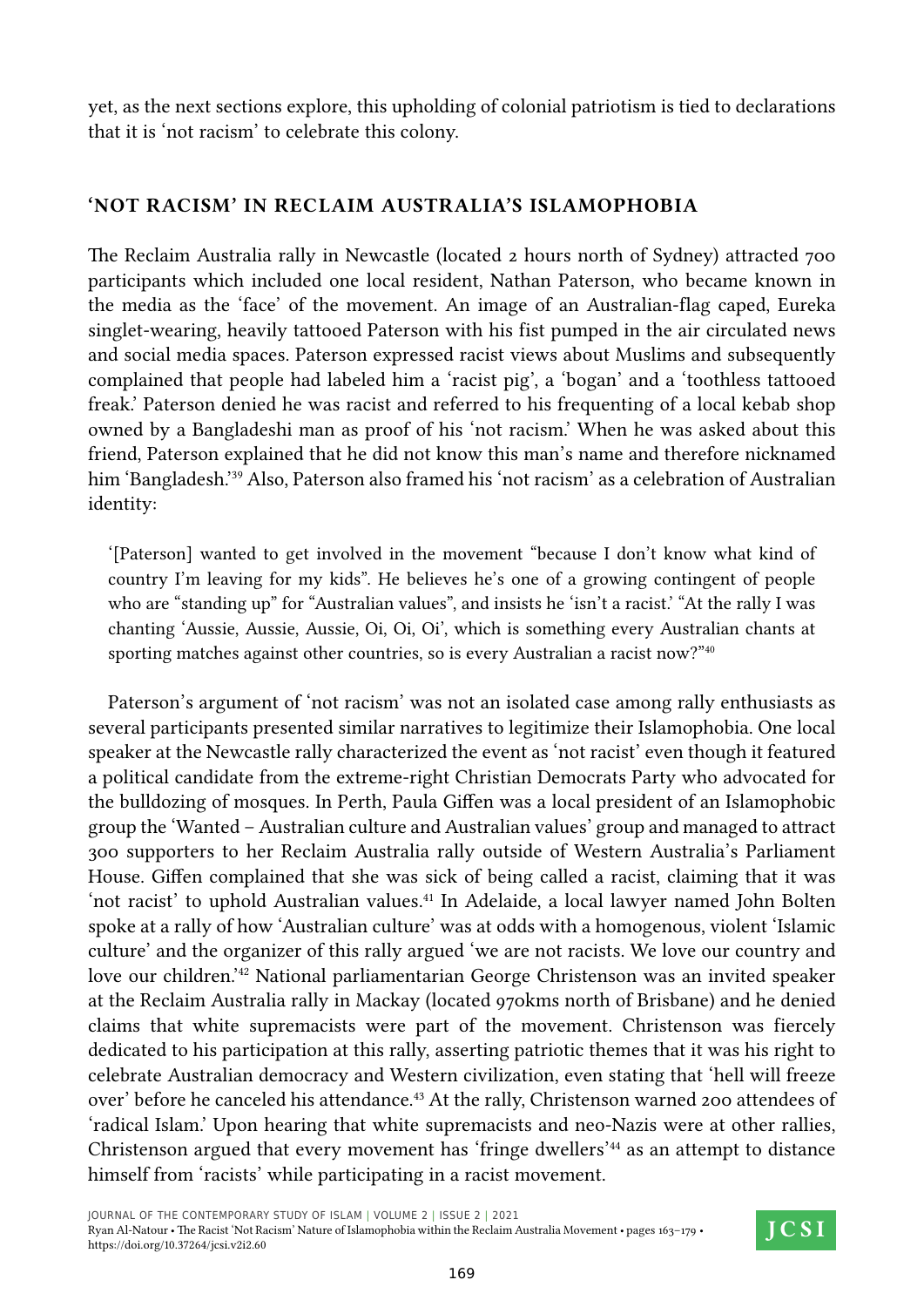yet, as the next sections explore, this upholding of colonial patriotism is tied to declarations that it is 'not racism' to celebrate this colony.

## 'NOT RACISM' IN RECLAIM AUSTRALIA'S ISLAMOPHOBIA

The Reclaim Australia rally in Newcastle (located 2 hours north of Sydney) attracted 700 participants which included one local resident, Nathan Paterson, who became known in the media as the 'face' of the movement. An image of an Australian-flag caped, Eureka singlet-wearing, heavily tattooed Paterson with his fist pumped in the air circulated news and social media spaces. Paterson expressed racist views about Muslims and subsequently complained that people had labeled him a 'racist pig', a 'bogan' and a 'toothless tattooed freak.' Paterson denied he was racist and referred to his frequenting of a local kebab shop owned by a Bangladeshi man as proof of his 'not racism.' When he was asked about this friend, Paterson explained that he did not know this man's name and therefore nicknamed him 'Bangladesh.'[39] Also, Paterson also framed his 'not racism' as a celebration of Australian identity:

> '[Paterson] wanted to get involved in the movement "because I don't know what kind of country I'm leaving for my kids". He believes he's one of a growing contingent of people who are "standing up" for "Australian values", and insists he 'isn't a racist.' "At the rally I was chanting 'Aussie, Aussie, Aussie, Oi, Oi, Oi', which is something every Australian chants at sporting matches against other countries, so is every Australian a racist now?"[40]

Paterson's argument of 'not racism' was not an isolated case among rally enthusiasts as several participants presented similar narratives to legitimize their Islamophobia. One local speaker at the Newcastle rally characterized the event as 'not racist' even though it featured a political candidate from the extreme-right Christian Democrats Party who advocated for the bulldozing of mosques. In Perth, Paula Giffen was a local president of an Islamophobic group the 'Wanted – Australian culture and Australian values' group and managed to attract 300 supporters to her Reclaim Australia rally outside of Western Australia's Parliament House. Giffen complained that she was sick of being called a racist, claiming that it was 'not racist' to uphold Australian values.[41] In Adelaide, a local lawyer named John Bolten spoke at a rally of how 'Australian culture' was at odds with a homogenous, violent 'Islamic culture' and the organizer of this rally argued 'we are not racists. We love our country and love our children.'[42] National parliamentarian George Christenson was an invited speaker at the Reclaim Australia rally in Mackay (located 970kms north of Brisbane) and he denied claims that white supremacists were part of the movement. Christenson was fiercely dedicated to his participation at this rally, asserting patriotic themes that it was his right to celebrate Australian democracy and Western civilization, even stating that 'hell will freeze over' before he canceled his attendance.[43] At the rally, Christenson warned 200 attendees of 'radical Islam.' Upon hearing that white supremacists and neo-Nazis were at other rallies, Christenson argued that every movement has 'fringe dwellers'[44] as an attempt to distance himself from 'racists' while participating in a racist movement.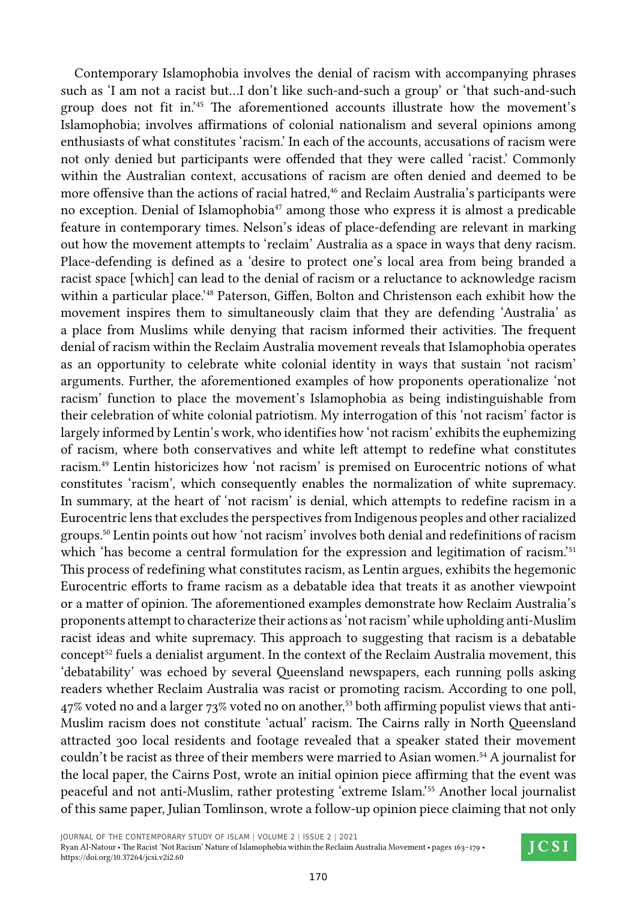Contemporary Islamophobia involves the denial of racism with accompanying phrases such as 'I am not a racist but…I don't like such-and-such a group' or 'that such-and-such group does not fit in.'[45] The aforementioned accounts illustrate how the movement's Islamophobia; involves affirmations of colonial nationalism and several opinions among enthusiasts of what constitutes 'racism.' In each of the accounts, accusations of racism were not only denied but participants were offended that they were called 'racist.' Commonly within the Australian context, accusations of racism are often denied and deemed to be more offensive than the actions of racial hatred,[46] and Reclaim Australia's participants were no exception. Denial of Islamophobia[47] among those who express it is almost a predicable feature in contemporary times. Nelson's ideas of place-defending are relevant in marking out how the movement attempts to 'reclaim' Australia as a space in ways that deny racism. Place-defending is defined as a 'desire to protect one's local area from being branded a racist space [which] can lead to the denial of racism or a reluctance to acknowledge racism within a particular place.'[48] Paterson, Giffen, Bolton and Christenson each exhibit how the movement inspires them to simultaneously claim that they are defending 'Australia' as a place from Muslims while denying that racism informed their activities. The frequent denial of racism within the Reclaim Australia movement reveals that Islamophobia operates as an opportunity to celebrate white colonial identity in ways that sustain 'not racism' arguments. Further, the aforementioned examples of how proponents operationalize 'not racism' function to place the movement's Islamophobia as being indistinguishable from their celebration of white colonial patriotism. My interrogation of this 'not racism' factor is largely informed by Lentin's work, who identifies how 'not racism' exhibits the euphemizing of racism, where both conservatives and white left attempt to redefine what constitutes racism.[49] Lentin historicizes how 'not racism' is premised on Eurocentric notions of what constitutes 'racism', which consequently enables the normalization of white supremacy. In summary, at the heart of 'not racism' is denial, which attempts to redefine racism in a Eurocentric lens that excludes the perspectives from Indigenous peoples and other racialized groups.[50] Lentin points out how 'not racism' involves both denial and redefinitions of racism which 'has become a central formulation for the expression and legitimation of racism.'[51] This process of redefining what constitutes racism, as Lentin argues, exhibits the hegemonic Eurocentric efforts to frame racism as a debatable idea that treats it as another viewpoint or a matter of opinion. The aforementioned examples demonstrate how Reclaim Australia's proponents attempt to characterize their actions as 'not racism' while upholding anti-Muslim racist ideas and white supremacy. This approach to suggesting that racism is a debatable concept[52] fuels a denialist argument. In the context of the Reclaim Australia movement, this 'debatability' was echoed by several Queensland newspapers, each running polls asking readers whether Reclaim Australia was racist or promoting racism. According to one poll, 47% voted no and a larger 73% voted no on another,[53] both affirming populist views that anti-Muslim racism does not constitute 'actual' racism. The Cairns rally in North Queensland attracted 300 local residents and footage revealed that a speaker stated their movement couldn't be racist as three of their members were married to Asian women.[54] A journalist for the local paper, the Cairns Post, wrote an initial opinion piece affirming that the event was peaceful and not anti-Muslim, rather protesting 'extreme Islam.'[55] Another local journalist of this same paper, Julian Tomlinson, wrote a follow-up opinion piece claiming that not only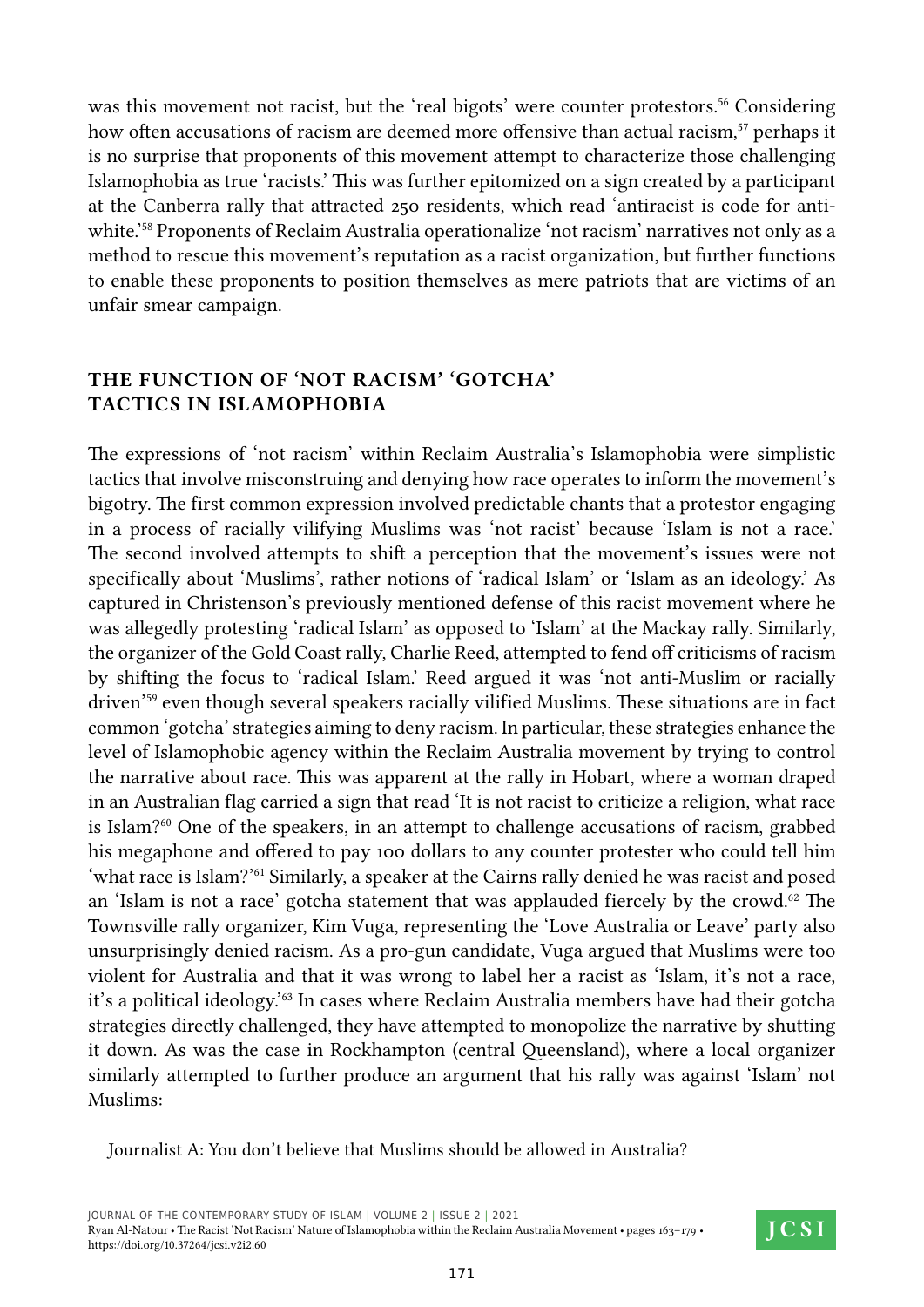was this movement not racist, but the 'real bigots' were counter protestors.[56] Considering how often accusations of racism are deemed more offensive than actual racism,[57] perhaps it is no surprise that proponents of this movement attempt to characterize those challenging Islamophobia as true 'racists.' This was further epitomized on a sign created by a participant at the Canberra rally that attracted 250 residents, which read 'antiracist is code for anti-white.'[58] Proponents of Reclaim Australia operationalize 'not racism' narratives not only as a method to rescue this movement's reputation as a racist organization, but further functions to enable these proponents to position themselves as mere patriots that are victims of an unfair smear campaign.

## THE FUNCTION OF 'NOT RACISM' 'GOTCHA' TACTICS IN ISLAMOPHOBIA

The expressions of 'not racism' within Reclaim Australia's Islamophobia were simplistic tactics that involve misconstruing and denying how race operates to inform the movement's bigotry. The first common expression involved predictable chants that a protestor engaging in a process of racially vilifying Muslims was 'not racist' because 'Islam is not a race.' The second involved attempts to shift a perception that the movement's issues were not specifically about 'Muslims', rather notions of 'radical Islam' or 'Islam as an ideology.' As captured in Christenson's previously mentioned defense of this racist movement where he was allegedly protesting 'radical Islam' as opposed to 'Islam' at the Mackay rally. Similarly, the organizer of the Gold Coast rally, Charlie Reed, attempted to fend off criticisms of racism by shifting the focus to 'radical Islam.' Reed argued it was 'not anti-Muslim or racially driven'[59] even though several speakers racially vilified Muslims. These situations are in fact common 'gotcha' strategies aiming to deny racism. In particular, these strategies enhance the level of Islamophobic agency within the Reclaim Australia movement by trying to control the narrative about race. This was apparent at the rally in Hobart, where a woman draped in an Australian flag carried a sign that read 'It is not racist to criticize a religion, what race is Islam?[60] One of the speakers, in an attempt to challenge accusations of racism, grabbed his megaphone and offered to pay 100 dollars to any counter protester who could tell him 'what race is Islam?'[61] Similarly, a speaker at the Cairns rally denied he was racist and posed an 'Islam is not a race' gotcha statement that was applauded fiercely by the crowd.[62] The Townsville rally organizer, Kim Vuga, representing the 'Love Australia or Leave' party also unsurprisingly denied racism. As a pro-gun candidate, Vuga argued that Muslims were too violent for Australia and that it was wrong to label her a racist as 'Islam, it's not a race, it's a political ideology.'[63] In cases where Reclaim Australia members have had their gotcha strategies directly challenged, they have attempted to monopolize the narrative by shutting it down. As was the case in Rockhampton (central Queensland), where a local organizer similarly attempted to further produce an argument that his rally was against 'Islam' not Muslims:

Journalist A: You don't believe that Muslims should be allowed in Australia?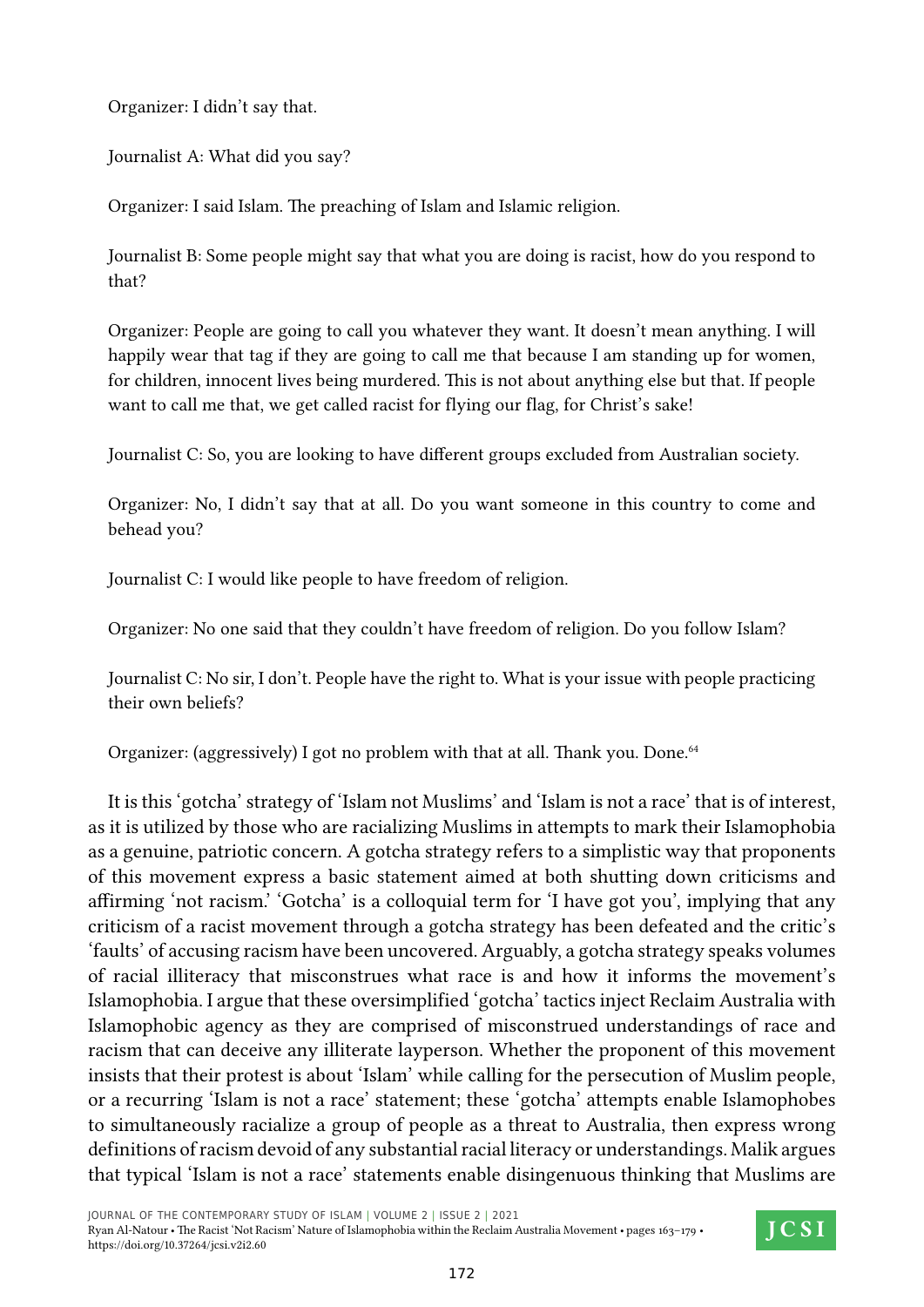Organizer: I didn't say that.

Journalist A: What did you say?

Organizer: I said Islam. The preaching of Islam and Islamic religion.

Journalist B: Some people might say that what you are doing is racist, how do you respond to that?

Organizer: People are going to call you whatever they want. It doesn't mean anything. I will happily wear that tag if they are going to call me that because I am standing up for women, for children, innocent lives being murdered. This is not about anything else but that. If people want to call me that, we get called racist for flying our flag, for Christ's sake!

Journalist C: So, you are looking to have different groups excluded from Australian society.

Organizer: No, I didn't say that at all. Do you want someone in this country to come and behead you?

Journalist C: I would like people to have freedom of religion.

Organizer: No one said that they couldn't have freedom of religion. Do you follow Islam?

Journalist C: No sir, I don't. People have the right to. What is your issue with people practicing their own beliefs?

Organizer: (aggressively) I got no problem with that at all. Thank you. Done.[64]

It is this 'gotcha' strategy of 'Islam not Muslims' and 'Islam is not a race' that is of interest, as it is utilized by those who are racializing Muslims in attempts to mark their Islamophobia as a genuine, patriotic concern. A gotcha strategy refers to a simplistic way that proponents of this movement express a basic statement aimed at both shutting down criticisms and affirming 'not racism.' 'Gotcha' is a colloquial term for 'I have got you', implying that any criticism of a racist movement through a gotcha strategy has been defeated and the critic's 'faults' of accusing racism have been uncovered. Arguably, a gotcha strategy speaks volumes of racial illiteracy that misconstrues what race is and how it informs the movement's Islamophobia. I argue that these oversimplified 'gotcha' tactics inject Reclaim Australia with Islamophobic agency as they are comprised of misconstrued understandings of race and racism that can deceive any illiterate layperson. Whether the proponent of this movement insists that their protest is about 'Islam' while calling for the persecution of Muslim people, or a recurring 'Islam is not a race' statement; these 'gotcha' attempts enable Islamophobes to simultaneously racialize a group of people as a threat to Australia, then express wrong definitions of racism devoid of any substantial racial literacy or understandings. Malik argues that typical 'Islam is not a race' statements enable disingenuous thinking that Muslims are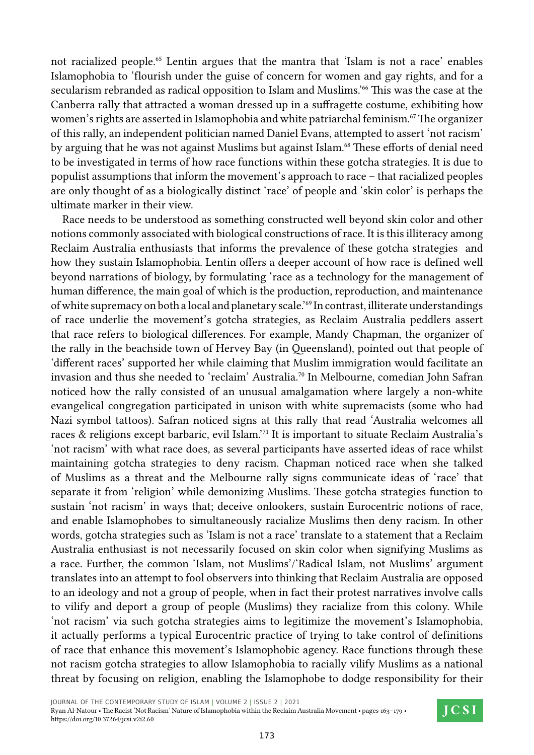not racialized people.[65] Lentin argues that the mantra that 'Islam is not a race' enables Islamophobia to 'flourish under the guise of concern for women and gay rights, and for a secularism rebranded as radical opposition to Islam and Muslims.'[66] This was the case at the Canberra rally that attracted a woman dressed up in a suffragette costume, exhibiting how women's rights are asserted in Islamophobia and white patriarchal feminism.[67] The organizer of this rally, an independent politician named Daniel Evans, attempted to assert 'not racism' by arguing that he was not against Muslims but against Islam.[68] These efforts of denial need to be investigated in terms of how race functions within these gotcha strategies. It is due to populist assumptions that inform the movement's approach to race – that racialized peoples are only thought of as a biologically distinct 'race' of people and 'skin color' is perhaps the ultimate marker in their view.

Race needs to be understood as something constructed well beyond skin color and other notions commonly associated with biological constructions of race. It is this illiteracy among Reclaim Australia enthusiasts that informs the prevalence of these gotcha strategies and how they sustain Islamophobia. Lentin offers a deeper account of how race is defined well beyond narrations of biology, by formulating 'race as a technology for the management of human difference, the main goal of which is the production, reproduction, and maintenance of white supremacy on both a local and planetary scale.'[69] In contrast, illiterate understandings of race underlie the movement's gotcha strategies, as Reclaim Australia peddlers assert that race refers to biological differences. For example, Mandy Chapman, the organizer of the rally in the beachside town of Hervey Bay (in Queensland), pointed out that people of 'different races' supported her while claiming that Muslim immigration would facilitate an invasion and thus she needed to 'reclaim' Australia.[70] In Melbourne, comedian John Safran noticed how the rally consisted of an unusual amalgamation where largely a non-white evangelical congregation participated in unison with white supremacists (some who had Nazi symbol tattoos). Safran noticed signs at this rally that read 'Australia welcomes all races & religions except barbaric, evil Islam.'[71] It is important to situate Reclaim Australia's 'not racism' with what race does, as several participants have asserted ideas of race whilst maintaining gotcha strategies to deny racism. Chapman noticed race when she talked of Muslims as a threat and the Melbourne rally signs communicate ideas of 'race' that separate it from 'religion' while demonizing Muslims. These gotcha strategies function to sustain 'not racism' in ways that; deceive onlookers, sustain Eurocentric notions of race, and enable Islamophobes to simultaneously racialize Muslims then deny racism. In other words, gotcha strategies such as 'Islam is not a race' translate to a statement that a Reclaim Australia enthusiast is not necessarily focused on skin color when signifying Muslims as a race. Further, the common 'Islam, not Muslims'/'Radical Islam, not Muslims' argument translates into an attempt to fool observers into thinking that Reclaim Australia are opposed to an ideology and not a group of people, when in fact their protest narratives involve calls to vilify and deport a group of people (Muslims) they racialize from this colony. While 'not racism' via such gotcha strategies aims to legitimize the movement's Islamophobia, it actually performs a typical Eurocentric practice of trying to take control of definitions of race that enhance this movement's Islamophobic agency. Race functions through these not racism gotcha strategies to allow Islamophobia to racially vilify Muslims as a national threat by focusing on religion, enabling the Islamophobe to dodge responsibility for their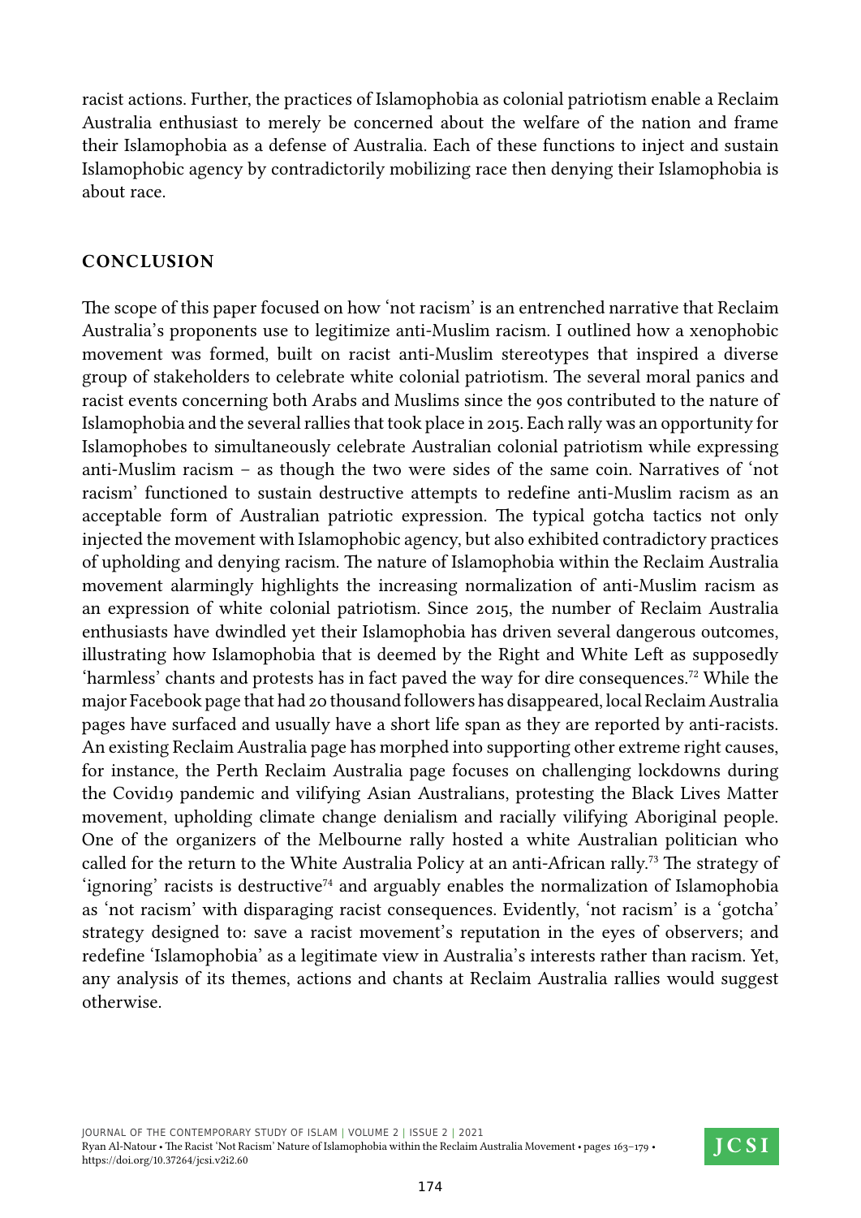racist actions. Further, the practices of Islamophobia as colonial patriotism enable a Reclaim Australia enthusiast to merely be concerned about the welfare of the nation and frame their Islamophobia as a defense of Australia. Each of these functions to inject and sustain Islamophobic agency by contradictorily mobilizing race then denying their Islamophobia is about race.

## CONCLUSION

The scope of this paper focused on how 'not racism' is an entrenched narrative that Reclaim Australia's proponents use to legitimize anti-Muslim racism. I outlined how a xenophobic movement was formed, built on racist anti-Muslim stereotypes that inspired a diverse group of stakeholders to celebrate white colonial patriotism. The several moral panics and racist events concerning both Arabs and Muslims since the 90s contributed to the nature of Islamophobia and the several rallies that took place in 2015. Each rally was an opportunity for Islamophobes to simultaneously celebrate Australian colonial patriotism while expressing anti-Muslim racism – as though the two were sides of the same coin. Narratives of 'not racism' functioned to sustain destructive attempts to redefine anti-Muslim racism as an acceptable form of Australian patriotic expression. The typical gotcha tactics not only injected the movement with Islamophobic agency, but also exhibited contradictory practices of upholding and denying racism. The nature of Islamophobia within the Reclaim Australia movement alarmingly highlights the increasing normalization of anti-Muslim racism as an expression of white colonial patriotism. Since 2015, the number of Reclaim Australia enthusiasts have dwindled yet their Islamophobia has driven several dangerous outcomes, illustrating how Islamophobia that is deemed by the Right and White Left as supposedly 'harmless' chants and protests has in fact paved the way for dire consequences.[72] While the major Facebook page that had 20 thousand followers has disappeared, local Reclaim Australia pages have surfaced and usually have a short life span as they are reported by anti-racists. An existing Reclaim Australia page has morphed into supporting other extreme right causes, for instance, the Perth Reclaim Australia page focuses on challenging lockdowns during the Covid19 pandemic and vilifying Asian Australians, protesting the Black Lives Matter movement, upholding climate change denialism and racially vilifying Aboriginal people. One of the organizers of the Melbourne rally hosted a white Australian politician who called for the return to the White Australia Policy at an anti-African rally.[73] The strategy of 'ignoring' racists is destructive[74] and arguably enables the normalization of Islamophobia as 'not racism' with disparaging racist consequences. Evidently, 'not racism' is a 'gotcha' strategy designed to: save a racist movement's reputation in the eyes of observers; and redefine 'Islamophobia' as a legitimate view in Australia's interests rather than racism. Yet, any analysis of its themes, actions and chants at Reclaim Australia rallies would suggest otherwise.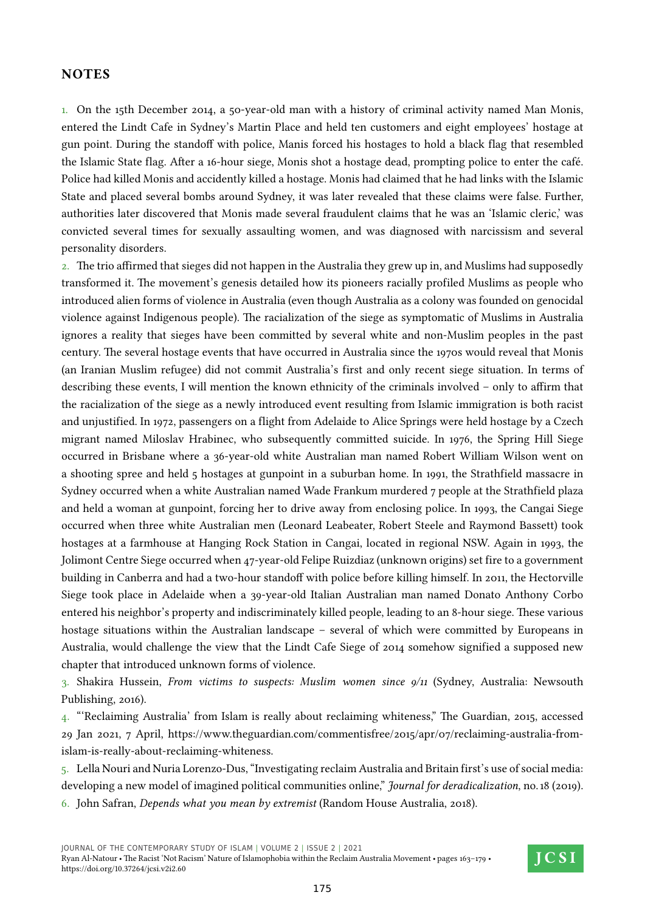## NOTES

1. On the 15th December 2014, a 50-year-old man with a history of criminal activity named Man Monis, entered the Lindt Cafe in Sydney's Martin Place and held ten customers and eight employees' hostage at gun point. During the standoff with police, Manis forced his hostages to hold a black flag that resembled the Islamic State flag. After a 16-hour siege, Monis shot a hostage dead, prompting police to enter the café. Police had killed Monis and accidently killed a hostage. Monis had claimed that he had links with the Islamic State and placed several bombs around Sydney, it was later revealed that these claims were false. Further, authorities later discovered that Monis made several fraudulent claims that he was an 'Islamic cleric,' was convicted several times for sexually assaulting women, and was diagnosed with narcissism and several personality disorders.

2. The trio affirmed that sieges did not happen in the Australia they grew up in, and Muslims had supposedly transformed it. The movement's genesis detailed how its pioneers racially profiled Muslims as people who introduced alien forms of violence in Australia (even though Australia as a colony was founded on genocidal violence against Indigenous people). The racialization of the siege as symptomatic of Muslims in Australia ignores a reality that sieges have been committed by several white and non-Muslim peoples in the past century. The several hostage events that have occurred in Australia since the 1970s would reveal that Monis (an Iranian Muslim refugee) did not commit Australia's first and only recent siege situation. In terms of describing these events, I will mention the known ethnicity of the criminals involved – only to affirm that the racialization of the siege as a newly introduced event resulting from Islamic immigration is both racist and unjustified. In 1972, passengers on a flight from Adelaide to Alice Springs were held hostage by a Czech migrant named Miloslav Hrabinec, who subsequently committed suicide. In 1976, the Spring Hill Siege occurred in Brisbane where a 36-year-old white Australian man named Robert William Wilson went on a shooting spree and held 5 hostages at gunpoint in a suburban home. In 1991, the Strathfield massacre in Sydney occurred when a white Australian named Wade Frankum murdered 7 people at the Strathfield plaza and held a woman at gunpoint, forcing her to drive away from enclosing police. In 1993, the Cangai Siege occurred when three white Australian men (Leonard Leabeater, Robert Steele and Raymond Bassett) took hostages at a farmhouse at Hanging Rock Station in Cangai, located in regional NSW. Again in 1993, the Jolimont Centre Siege occurred when 47-year-old Felipe Ruizdiaz (unknown origins) set fire to a government building in Canberra and had a two-hour standoff with police before killing himself. In 2011, the Hectorville Siege took place in Adelaide when a 39-year-old Italian Australian man named Donato Anthony Corbo entered his neighbor's property and indiscriminately killed people, leading to an 8-hour siege. These various hostage situations within the Australian landscape – several of which were committed by Europeans in Australia, would challenge the view that the Lindt Cafe Siege of 2014 somehow signified a supposed new chapter that introduced unknown forms of violence.

3. Shakira Hussein, *From victims to suspects: Muslim women since 9/11* (Sydney, Australia: Newsouth Publishing, 2016).

4. "'Reclaiming Australia' from Islam is really about reclaiming whiteness," The Guardian, 2015, accessed 29 Jan 2021, 7 April, https://www.theguardian.com/commentisfree/2015/apr/07/reclaiming-australia-from-islam-is-really-about-reclaiming-whiteness.

5. Lella Nouri and Nuria Lorenzo-Dus, "Investigating reclaim Australia and Britain first's use of social media: developing a new model of imagined political communities online," *Journal for deradicalization*, no. 18 (2019).

6. John Safran, *Depends what you mean by extremist* (Random House Australia, 2018).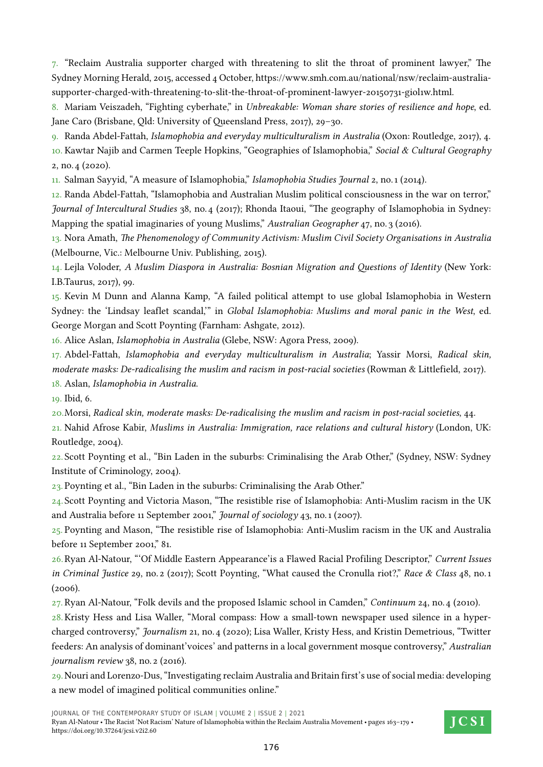7. "Reclaim Australia supporter charged with threatening to slit the throat of prominent lawyer," The Sydney Morning Herald, 2015, accessed 4 October, https://www.smh.com.au/national/nsw/reclaim-australia-supporter-charged-with-threatening-to-slit-the-throat-of-prominent-lawyer-20150731-giol1w.html.

8. Mariam Veiszadeh, "Fighting cyberhate," in *Unbreakable: Woman share stories of resilience and hope*, ed. Jane Caro (Brisbane, Qld: University of Queensland Press, 2017), 29–30.

9. Randa Abdel-Fattah, *Islamophobia and everyday multiculturalism in Australia* (Oxon: Routledge, 2017), 4.

10. Kawtar Najib and Carmen Teeple Hopkins, "Geographies of Islamophobia," *Social & Cultural Geography* 2, no. 4 (2020).

11. Salman Sayyid, "A measure of Islamophobia," *Islamophobia Studies Journal* 2, no. 1 (2014).

12. Randa Abdel-Fattah, "Islamophobia and Australian Muslim political consciousness in the war on terror," *Journal of Intercultural Studies* 38, no. 4 (2017); Rhonda Itaoui, "The geography of Islamophobia in Sydney: Mapping the spatial imaginaries of young Muslims," *Australian Geographer* 47, no. 3 (2016).

13. Nora Amath, *The Phenomenology of Community Activism: Muslim Civil Society Organisations in Australia* (Melbourne, Vic.: Melbourne Univ. Publishing, 2015).

14. Lejla Voloder, *A Muslim Diaspora in Australia: Bosnian Migration and Questions of Identity* (New York: I.B.Taurus, 2017), 99.

15. Kevin M Dunn and Alanna Kamp, "A failed political attempt to use global Islamophobia in Western Sydney: the 'Lindsay leaflet scandal,'" in *Global Islamophobia: Muslims and moral panic in the West*, ed. George Morgan and Scott Poynting (Farnham: Ashgate, 2012).

16. Alice Aslan, *Islamophobia in Australia* (Glebe, NSW: Agora Press, 2009).

17. Abdel-Fattah, *Islamophobia and everyday multiculturalism in Australia*; Yassir Morsi, *Radical skin, moderate masks: De-radicalising the muslim and racism in post-racial societies* (Rowman & Littlefield, 2017).

18. Aslan, *Islamophobia in Australia*.

19. Ibid, 6.

20. Morsi, *Radical skin, moderate masks: De-radicalising the muslim and racism in post-racial societies*, 44.

21. Nahid Afrose Kabir, *Muslims in Australia: Immigration, race relations and cultural history* (London, UK: Routledge, 2004).

22. Scott Poynting et al., "Bin Laden in the suburbs: Criminalising the Arab Other," (Sydney, NSW: Sydney Institute of Criminology, 2004).

23. Poynting et al., "Bin Laden in the suburbs: Criminalising the Arab Other."

24. Scott Poynting and Victoria Mason, "The resistible rise of Islamophobia: Anti-Muslim racism in the UK and Australia before 11 September 2001," *Journal of sociology* 43, no. 1 (2007).

25. Poynting and Mason, "The resistible rise of Islamophobia: Anti-Muslim racism in the UK and Australia before 11 September 2001," 81.

26. Ryan Al-Natour, "'Of Middle Eastern Appearance'is a Flawed Racial Profiling Descriptor," *Current Issues in Criminal Justice* 29, no. 2 (2017); Scott Poynting, "What caused the Cronulla riot?," *Race & Class* 48, no. 1 (2006).

27. Ryan Al-Natour, "Folk devils and the proposed Islamic school in Camden," *Continuum* 24, no. 4 (2010).

28. Kristy Hess and Lisa Waller, "Moral compass: How a small-town newspaper used silence in a hyper-charged controversy," *Journalism* 21, no. 4 (2020); Lisa Waller, Kristy Hess, and Kristin Demetrious, "Twitter feeders: An analysis of dominant'voices' and patterns in a local government mosque controversy," *Australian journalism review* 38, no. 2 (2016).

29. Nouri and Lorenzo-Dus, "Investigating reclaim Australia and Britain first's use of social media: developing a new model of imagined political communities online."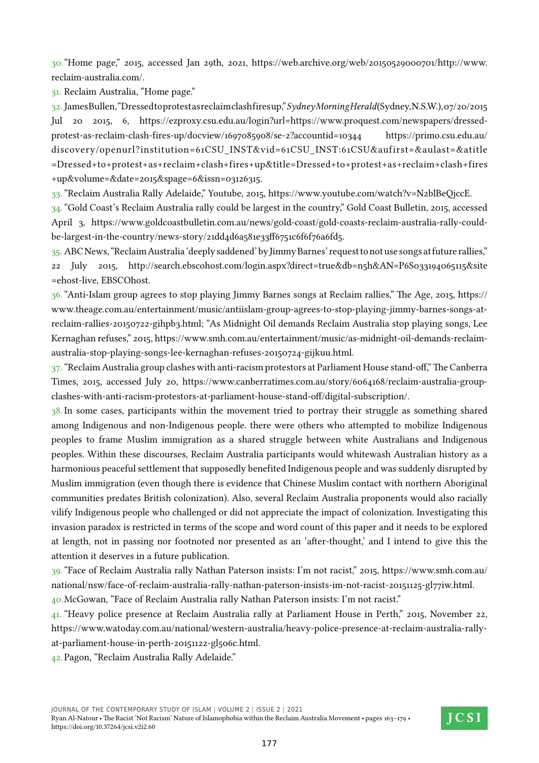30. "Home page," 2015, accessed Jan 29th, 2021, https://web.archive.org/web/20150529000701/http://www.reclaim-australia.com/.

31. Reclaim Australia, "Home page."

32. James Bullen, "Dressed to protest as reclaim clash fires up," *Sydney Morning Herald* (Sydney, N.S.W.), 07/20/2015 Jul 20 2015, 6, https://ezproxy.csu.edu.au/login?url=https://www.proquest.com/newspapers/dressed-protest-as-reclaim-clash-fires-up/docview/1697085908/se-2?accountid=10344 https://primo.csu.edu.au/discovery/openurl?institution=61CSU_INST&vid=61CSU_INST:61CSU&aufirst=&aulast=&atitle=Dressed+to+protest+as+reclaim+clash+fires+up&title=Dressed+to+protest+as+reclaim+clash+fires+up&volume=&date=2015&spage=6&issn=03126315.

33. "Reclaim Australia Rally Adelaide," Youtube, 2015, https://www.youtube.com/watch?v=N2blBeQjccE.

34. "Gold Coast's Reclaim Australia rally could be largest in the country," Gold Coast Bulletin, 2015, accessed April 3, https://www.goldcoastbulletin.com.au/news/gold-coast/gold-coasts-reclaim-australia-rally-could-be-largest-in-the-country/news-story/21dd4d6a581e33ff6751c6f6f76a6fd5.

35. ABC News, "Reclaim Australia 'deeply saddened' by Jimmy Barnes' request to not use songs at future rallies," 22 July 2015, http://search.ebscohost.com/login.aspx?direct=true&db=n5h&AN=P6S033194065115&site=ehost-live, EBSCOhost.

36. "Anti-Islam group agrees to stop playing Jimmy Barnes songs at Reclaim rallies," The Age, 2015, https://www.theage.com.au/entertainment/music/antiislam-group-agrees-to-stop-playing-jimmy-barnes-songs-at-reclaim-rallies-20150722-gihpb3.html; "As Midnight Oil demands Reclaim Australia stop playing songs, Lee Kernaghan refuses," 2015, https://www.smh.com.au/entertainment/music/as-midnight-oil-demands-reclaim-australia-stop-playing-songs-lee-kernaghan-refuses-20150724-gijkuu.html.

37. "Reclaim Australia group clashes with anti-racism protestors at Parliament House stand-off," The Canberra Times, 2015, accessed July 20, https://www.canberratimes.com.au/story/6064168/reclaim-australia-group-clashes-with-anti-racism-protestors-at-parliament-house-stand-off/digital-subscription/.

38. In some cases, participants within the movement tried to portray their struggle as something shared among Indigenous and non-Indigenous people. there were others who attempted to mobilize Indigenous peoples to frame Muslim immigration as a shared struggle between white Australians and Indigenous peoples. Within these discourses, Reclaim Australia participants would whitewash Australian history as a harmonious peaceful settlement that supposedly benefited Indigenous people and was suddenly disrupted by Muslim immigration (even though there is evidence that Chinese Muslim contact with northern Aboriginal communities predates British colonization). Also, several Reclaim Australia proponents would also racially vilify Indigenous people who challenged or did not appreciate the impact of colonization. Investigating this invasion paradox is restricted in terms of the scope and word count of this paper and it needs to be explored at length, not in passing nor footnoted nor presented as an 'after-thought,' and I intend to give this the attention it deserves in a future publication.

39. "Face of Reclaim Australia rally Nathan Paterson insists: I'm not racist," 2015, https://www.smh.com.au/national/nsw/face-of-reclaim-australia-rally-nathan-paterson-insists-im-not-racist-20151125-gl77iw.html.

40. McGowan, "Face of Reclaim Australia rally Nathan Paterson insists: I'm not racist."

41. "Heavy police presence at Reclaim Australia rally at Parliament House in Perth," 2015, November 22, https://www.watoday.com.au/national/western-australia/heavy-police-presence-at-reclaim-australia-rally-at-parliament-house-in-perth-20151122-gl506c.html.

42. Pagon, "Reclaim Australia Rally Adelaide."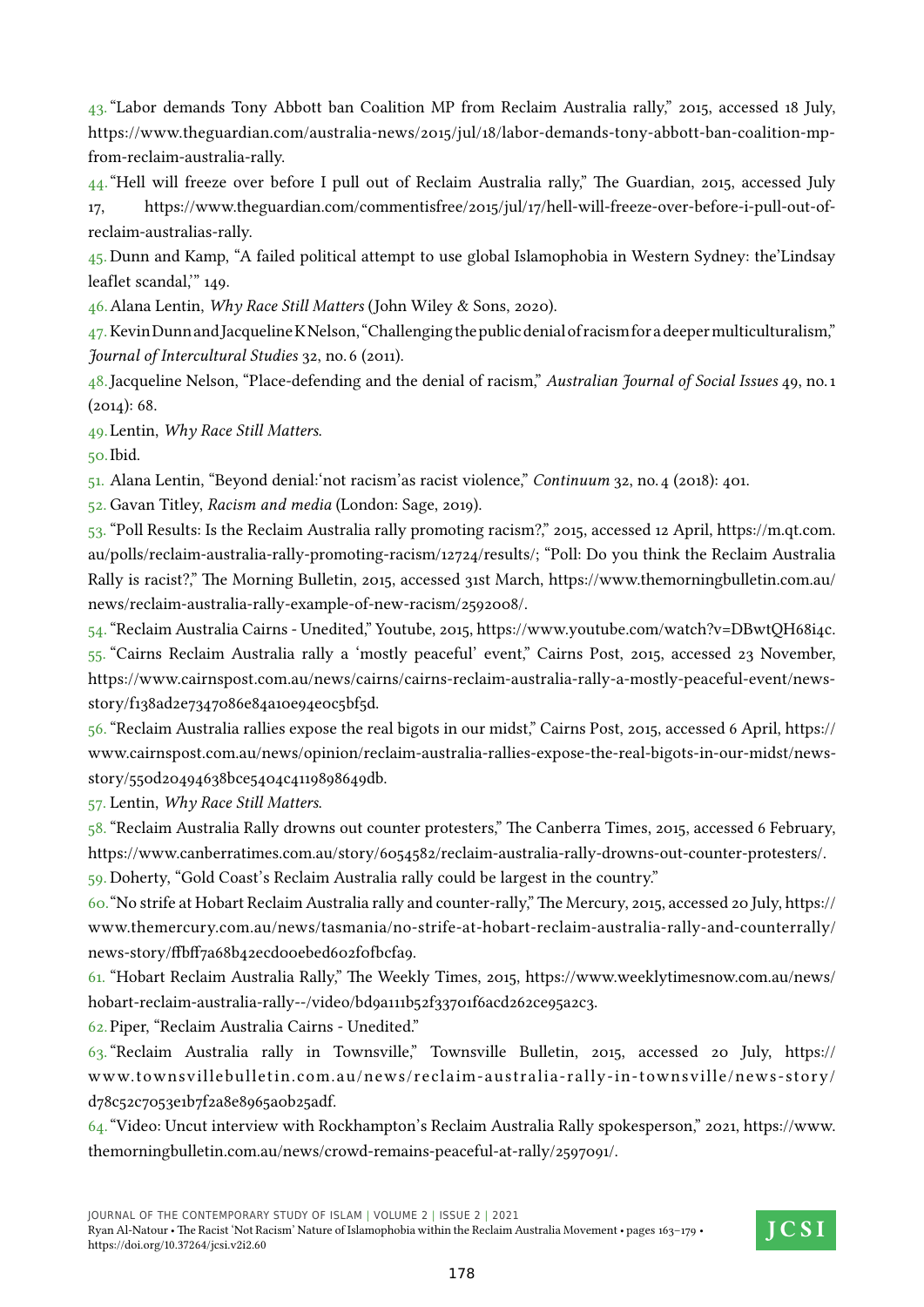43. "Labor demands Tony Abbott ban Coalition MP from Reclaim Australia rally," 2015, accessed 18 July, https://www.theguardian.com/australia-news/2015/jul/18/labor-demands-tony-abbott-ban-coalition-mp-from-reclaim-australia-rally.

44. "Hell will freeze over before I pull out of Reclaim Australia rally," The Guardian, 2015, accessed July 17, https://www.theguardian.com/commentisfree/2015/jul/17/hell-will-freeze-over-before-i-pull-out-of-reclaim-australias-rally.

45. Dunn and Kamp, "A failed political attempt to use global Islamophobia in Western Sydney: the'Lindsay leaflet scandal,'" 149.

46. Alana Lentin, *Why Race Still Matters* (John Wiley & Sons, 2020).

47. Kevin Dunn and Jacqueline K Nelson, "Challenging the public denial of racism for a deeper multiculturalism," *Journal of Intercultural Studies* 32, no. 6 (2011).

48. Jacqueline Nelson, "Place-defending and the denial of racism," *Australian Journal of Social Issues* 49, no. 1 (2014): 68.

49. Lentin, *Why Race Still Matters*.

50. Ibid.

51. Alana Lentin, "Beyond denial:'not racism'as racist violence," *Continuum* 32, no. 4 (2018): 401.

52. Gavan Titley, *Racism and media* (London: Sage, 2019).

53. "Poll Results: Is the Reclaim Australia rally promoting racism?," 2015, accessed 12 April, https://m.qt.com.au/polls/reclaim-australia-rally-promoting-racism/12724/results/; "Poll: Do you think the Reclaim Australia Rally is racist?," The Morning Bulletin, 2015, accessed 31st March, https://www.themorningbulletin.com.au/news/reclaim-australia-rally-example-of-new-racism/2592008/.

54. "Reclaim Australia Cairns - Unedited," Youtube, 2015, https://www.youtube.com/watch?v=DBwtQH68i4c.

55. "Cairns Reclaim Australia rally a 'mostly peaceful' event," Cairns Post, 2015, accessed 23 November, https://www.cairnspost.com.au/news/cairns/cairns-reclaim-australia-rally-a-mostly-peaceful-event/news-story/f138ad2e7347086e84a10e94e0c5bf5d.

56. "Reclaim Australia rallies expose the real bigots in our midst," Cairns Post, 2015, accessed 6 April, https://www.cairnspost.com.au/news/opinion/reclaim-australia-rallies-expose-the-real-bigots-in-our-midst/news-story/550d20494638bce5404c4119898649db.

57. Lentin, *Why Race Still Matters*.

58. "Reclaim Australia Rally drowns out counter protesters," The Canberra Times, 2015, accessed 6 February, https://www.canberratimes.com.au/story/6054582/reclaim-australia-rally-drowns-out-counter-protesters/.

59. Doherty, "Gold Coast's Reclaim Australia rally could be largest in the country."

60. "No strife at Hobart Reclaim Australia rally and counter-rally," The Mercury, 2015, accessed 20 July, https://www.themercury.com.au/news/tasmania/no-strife-at-hobart-reclaim-australia-rally-and-counterrally/news-story/ffbff7a68b42ecd00ebed602f0fbcfa9.

61. "Hobart Reclaim Australia Rally," The Weekly Times, 2015, https://www.weeklytimesnow.com.au/news/hobart-reclaim-australia-rally--/video/bd9a111b52f33701f6acd262ce95a2c3.

62. Piper, "Reclaim Australia Cairns - Unedited."

63. "Reclaim Australia rally in Townsville," Townsville Bulletin, 2015, accessed 20 July, https://www.townsvillebulletin.com.au/news/reclaim-australia-rally-in-townsville/news-story/d78c52c7053e1b7f2a8e8965a0b25adf.

64. "Video: Uncut interview with Rockhampton's Reclaim Australia Rally spokesperson," 2021, https://www.themorningbulletin.com.au/news/crowd-remains-peaceful-at-rally/2597091/.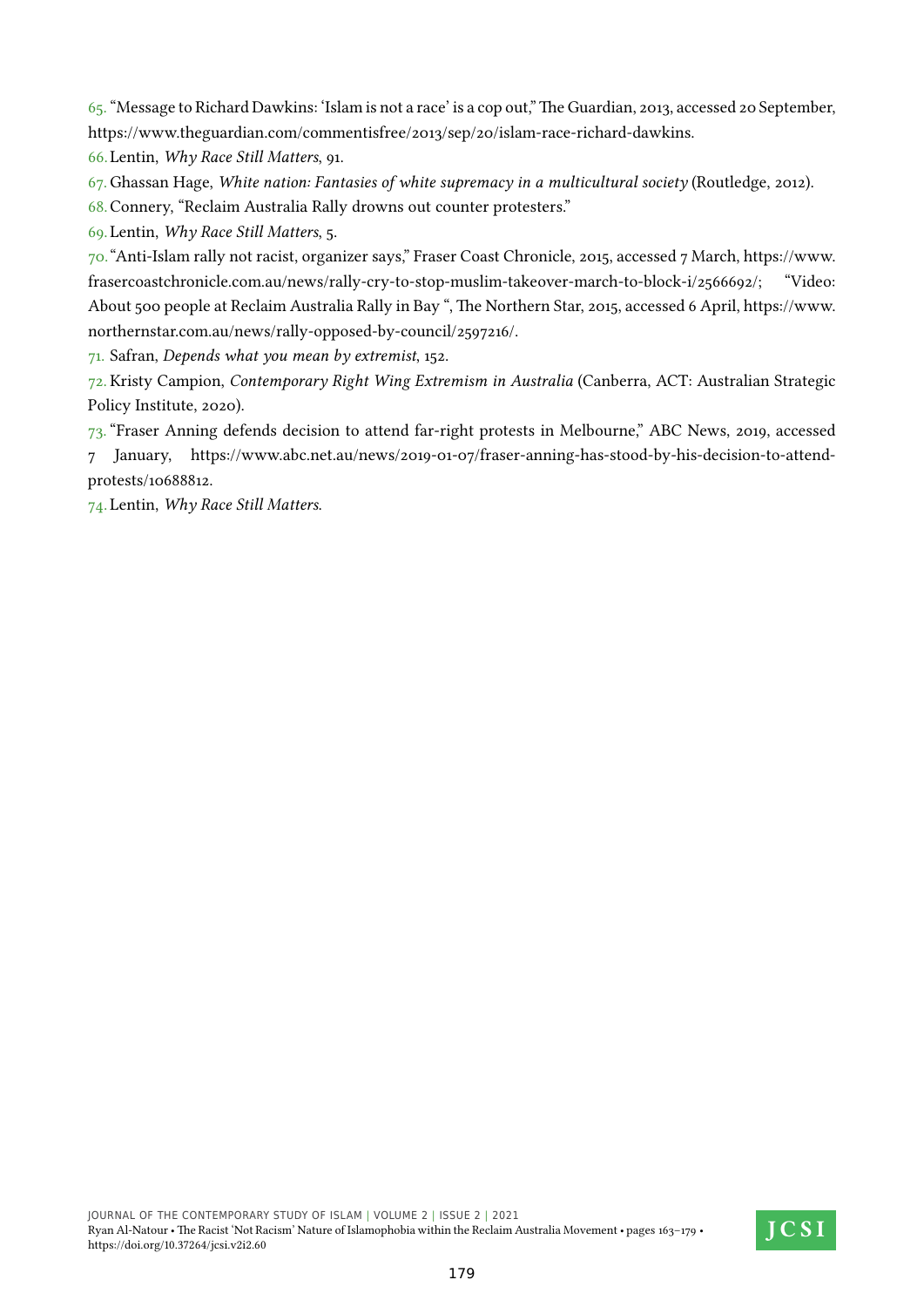65. "Message to Richard Dawkins: 'Islam is not a race' is a cop out," The Guardian, 2013, accessed 20 September, https://www.theguardian.com/commentisfree/2013/sep/20/islam-race-richard-dawkins.

66. Lentin, *Why Race Still Matters*, 91.

67. Ghassan Hage, *White nation: Fantasies of white supremacy in a multicultural society* (Routledge, 2012).

68. Connery, "Reclaim Australia Rally drowns out counter protesters."

69. Lentin, *Why Race Still Matters*, 5.

70. "Anti-Islam rally not racist, organizer says," Fraser Coast Chronicle, 2015, accessed 7 March, https://www.frasercoastchronicle.com.au/news/rally-cry-to-stop-muslim-takeover-march-to-block-i/2566692/; "Video: About 500 people at Reclaim Australia Rally in Bay ", The Northern Star, 2015, accessed 6 April, https://www.northernstar.com.au/news/rally-opposed-by-council/2597216/.

71. Safran, *Depends what you mean by extremist*, 152.

72. Kristy Campion, *Contemporary Right Wing Extremism in Australia* (Canberra, ACT: Australian Strategic Policy Institute, 2020).

73. "Fraser Anning defends decision to attend far-right protests in Melbourne," ABC News, 2019, accessed 7 January, https://www.abc.net.au/news/2019-01-07/fraser-anning-has-stood-by-his-decision-to-attend-protests/10688812.

74. Lentin, *Why Race Still Matters*.